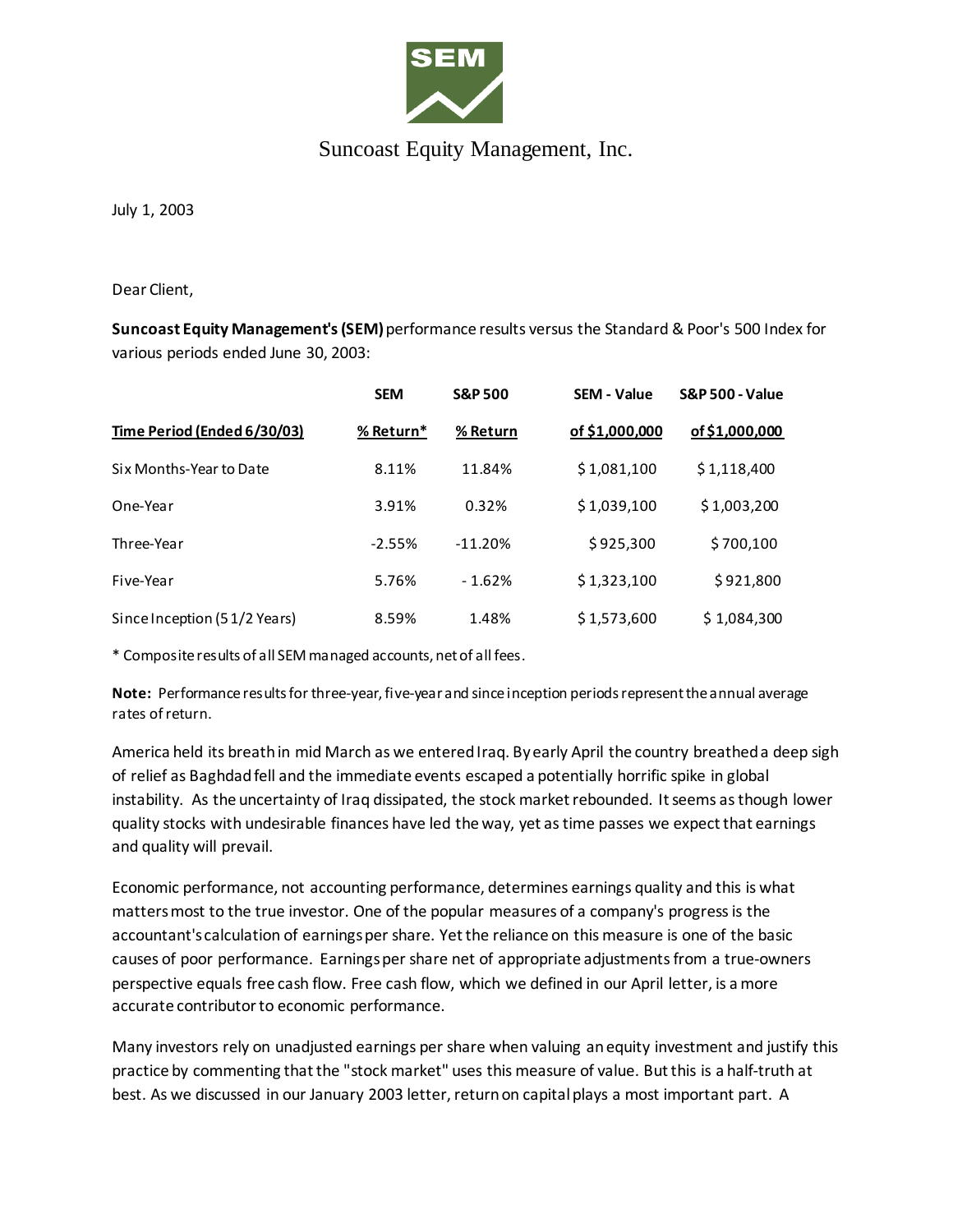SEM

Suncoast Equity Management, Inc.

July 1, 2003

Dear Client,

**Suncoast Equity Management's (SEM)** performance results versus the Standard & Poor's 500 Index for various periods ended June 30, 2003:

| | SEM | S&P 500 | SEM - Value | S&P 500 - Value |
|---|---|---|---|---|
| **Time Period (Ended 6/30/03)** | **% Return*** | **% Return** | **of $1,000,000** | **of $1,000,000** |
| Six Months-Year to Date | 8.11% | 11.84% | $ 1,081,100 | $ 1,118,400 |
| One-Year | 3.91% | 0.32% | $ 1,039,100 | $ 1,003,200 |
| Three-Year | -2.55% | -11.20% | $ 925,300 | $ 700,100 |
| Five-Year | 5.76% | - 1.62% | $ 1,323,100 | $ 921,800 |
| Since Inception (5 1/2 Years) | 8.59% | 1.48% | $ 1,573,600 | $ 1,084,300 |

* Composite results of all SEM managed accounts, net of all fees.

**Note:** Performance results for three-year, five-year and since inception periods represent the annual average rates of return.

America held its breath in mid March as we entered Iraq. By early April the country breathed a deep sigh of relief as Baghdad fell and the immediate events escaped a potentially horrific spike in global instability. As the uncertainty of Iraq dissipated, the stock market rebounded. It seems as though lower quality stocks with undesirable finances have led the way, yet as time passes we expect that earnings and quality will prevail.

Economic performance, not accounting performance, determines earnings quality and this is what matters most to the true investor. One of the popular measures of a company's progress is the accountant's calculation of earnings per share. Yet the reliance on this measure is one of the basic causes of poor performance. Earnings per share net of appropriate adjustments from a true-owners perspective equals free cash flow. Free cash flow, which we defined in our April letter, is a more accurate contributor to economic performance.

Many investors rely on unadjusted earnings per share when valuing an equity investment and justify this practice by commenting that the "stock market" uses this measure of value. But this is a half-truth at best. As we discussed in our January 2003 letter, return on capital plays a most important part. A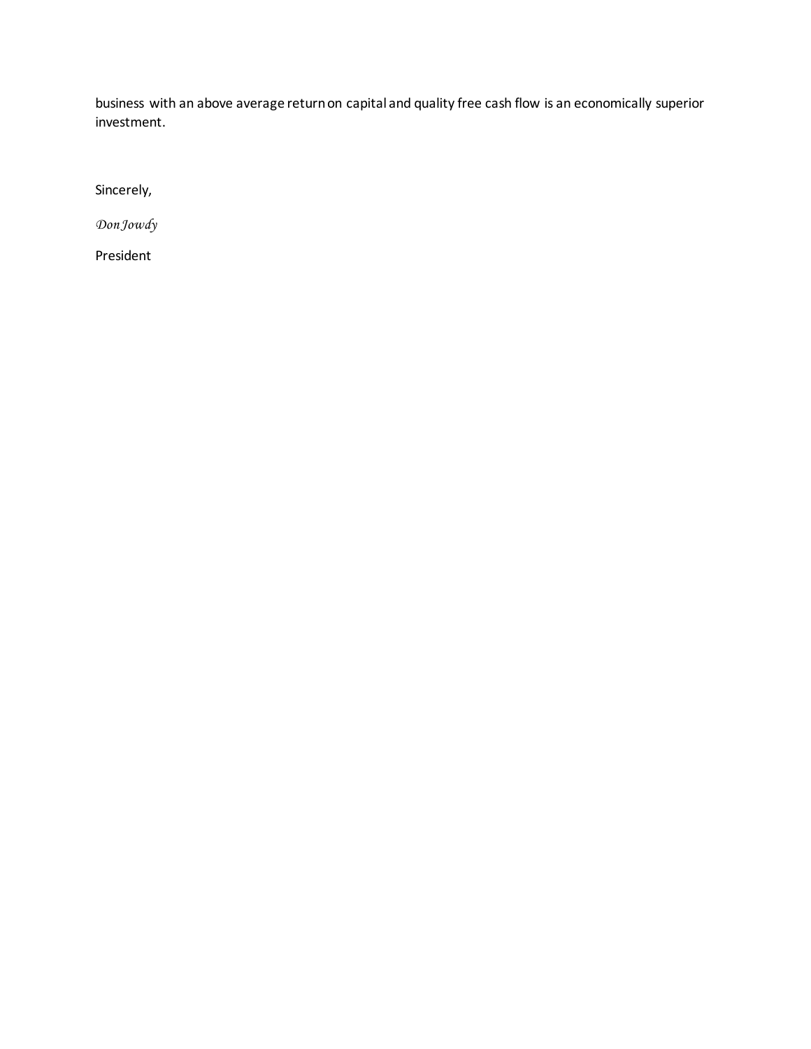business with an above average return on capital and quality free cash flow is an economically superior investment.

Sincerely,

*Don Jowdy*

President